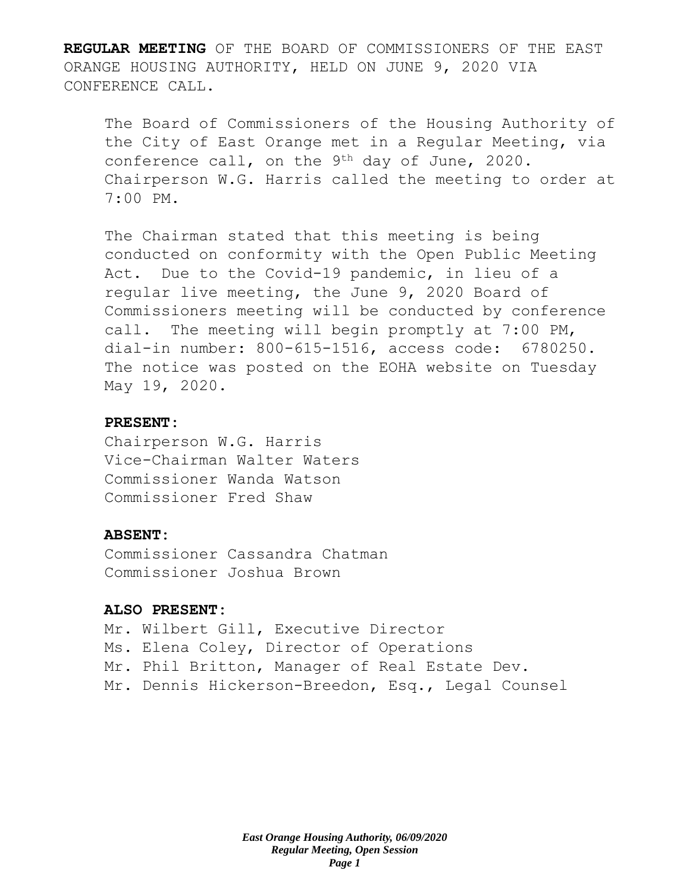**REGULAR MEETING** OF THE BOARD OF COMMISSIONERS OF THE EAST ORANGE HOUSING AUTHORITY, HELD ON JUNE 9, 2020 VIA CONFERENCE CALL.

The Board of Commissioners of the Housing Authority of the City of East Orange met in a Regular Meeting, via conference call, on the 9th day of June, 2020. Chairperson W.G. Harris called the meeting to order at 7:00 PM.

The Chairman stated that this meeting is being conducted on conformity with the Open Public Meeting Act. Due to the Covid-19 pandemic, in lieu of a regular live meeting, the June 9, 2020 Board of Commissioners meeting will be conducted by conference call. The meeting will begin promptly at 7:00 PM, dial-in number: 800-615-1516, access code: 6780250. The notice was posted on the EOHA website on Tuesday May 19, 2020.

**PRESENT:**

Chairperson W.G. Harris
Vice-Chairman Walter Waters
Commissioner Wanda Watson
Commissioner Fred Shaw

**ABSENT:**

Commissioner Cassandra Chatman
Commissioner Joshua Brown

**ALSO PRESENT:**

Mr. Wilbert Gill, Executive Director
Ms. Elena Coley, Director of Operations
Mr. Phil Britton, Manager of Real Estate Dev.
Mr. Dennis Hickerson-Breedon, Esq., Legal Counsel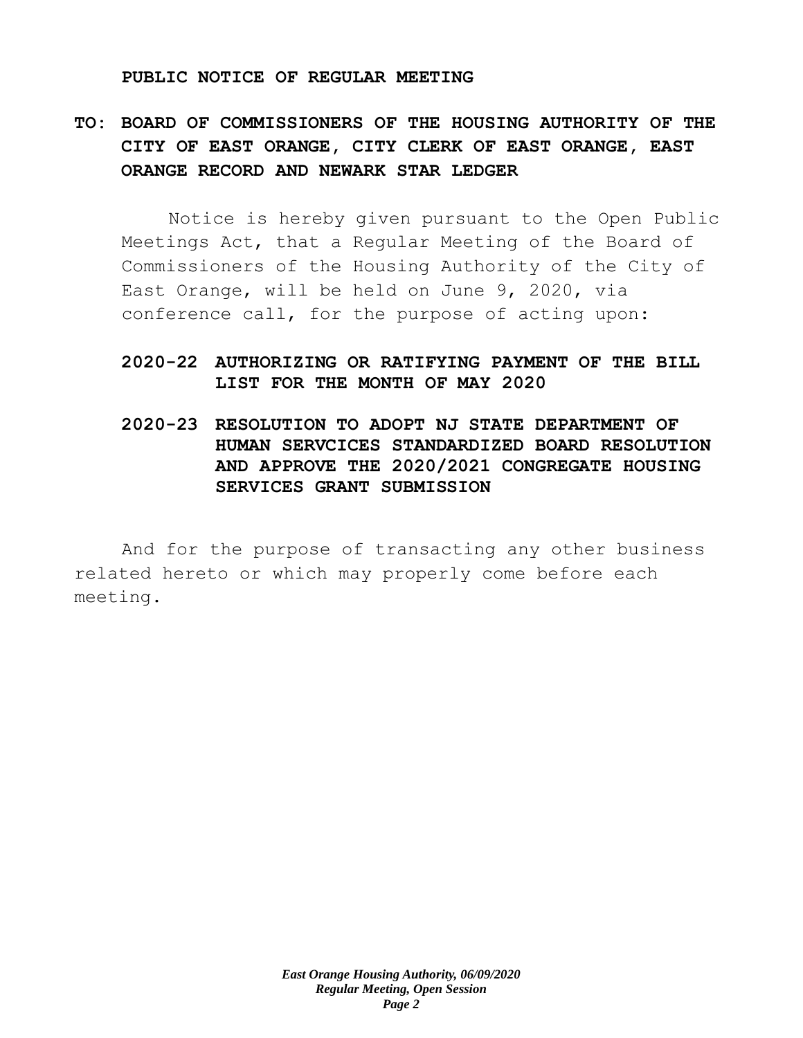**PUBLIC NOTICE OF REGULAR MEETING**

**TO: BOARD OF COMMISSIONERS OF THE HOUSING AUTHORITY OF THE CITY OF EAST ORANGE, CITY CLERK OF EAST ORANGE, EAST ORANGE RECORD AND NEWARK STAR LEDGER**

Notice is hereby given pursuant to the Open Public Meetings Act, that a Regular Meeting of the Board of Commissioners of the Housing Authority of the City of East Orange, will be held on June 9, 2020, via conference call, for the purpose of acting upon:

**2020-22 AUTHORIZING OR RATIFYING PAYMENT OF THE BILL LIST FOR THE MONTH OF MAY 2020**

**2020-23 RESOLUTION TO ADOPT NJ STATE DEPARTMENT OF HUMAN SERVCICES STANDARDIZED BOARD RESOLUTION AND APPROVE THE 2020/2021 CONGREGATE HOUSING SERVICES GRANT SUBMISSION**

And for the purpose of transacting any other business related hereto or which may properly come before each meeting.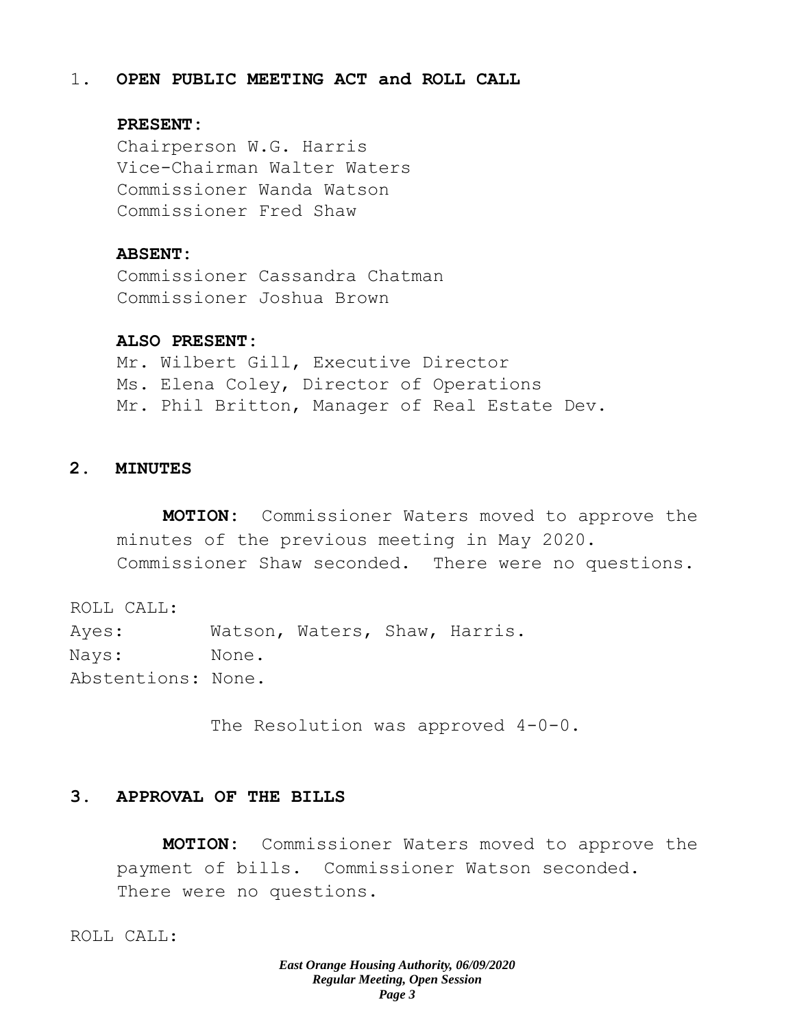1. **OPEN PUBLIC MEETING ACT and ROLL CALL**

**PRESENT:**
Chairperson W.G. Harris
Vice-Chairman Walter Waters
Commissioner Wanda Watson
Commissioner Fred Shaw

**ABSENT:**
Commissioner Cassandra Chatman
Commissioner Joshua Brown

**ALSO PRESENT:**
Mr. Wilbert Gill, Executive Director
Ms. Elena Coley, Director of Operations
Mr. Phil Britton, Manager of Real Estate Dev.

## 2. MINUTES

**MOTION:** Commissioner Waters moved to approve the minutes of the previous meeting in May 2020. Commissioner Shaw seconded. There were no questions.

ROLL CALL:
Ayes: Watson, Waters, Shaw, Harris.
Nays: None.
Abstentions: None.

The Resolution was approved 4-0-0.

## 3. APPROVAL OF THE BILLS

**MOTION:** Commissioner Waters moved to approve the payment of bills. Commissioner Watson seconded. There were no questions.

ROLL CALL: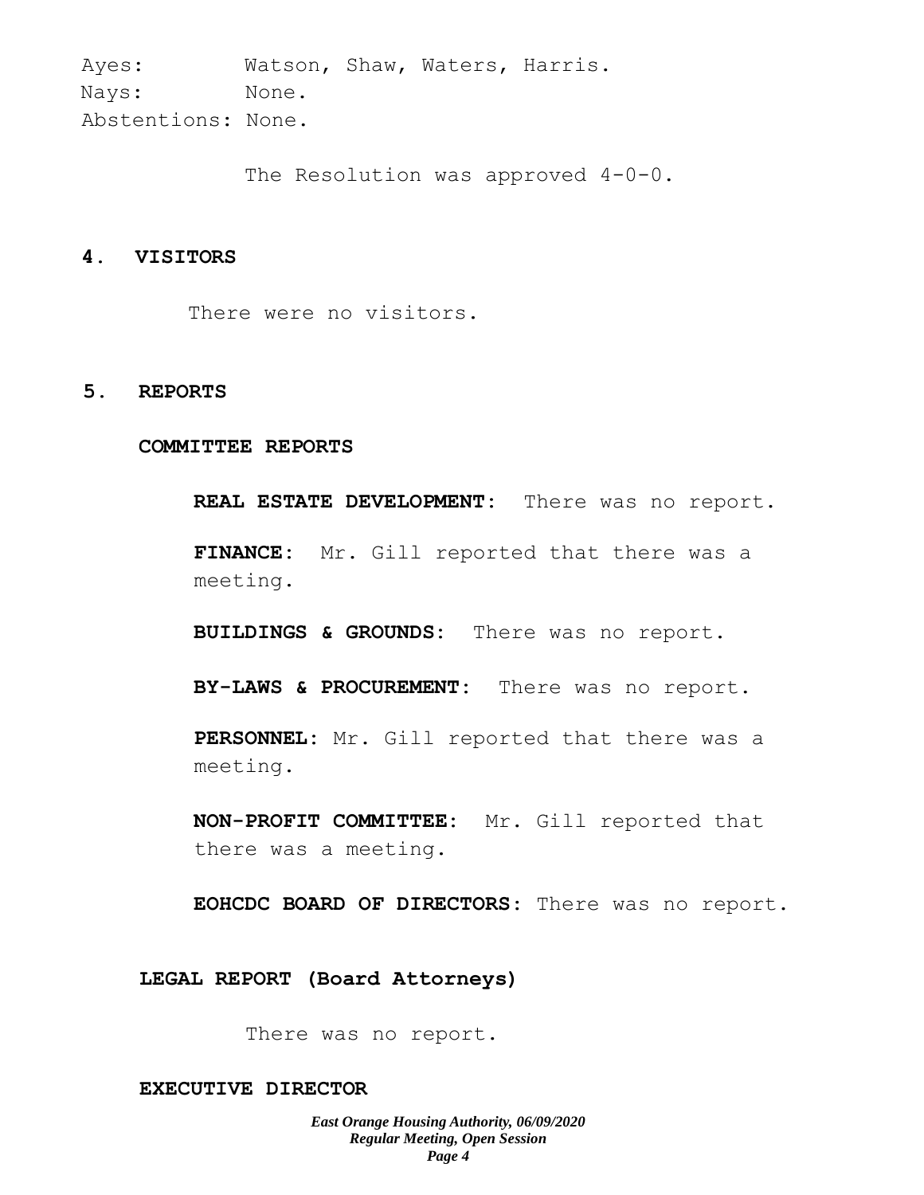Ayes: Watson, Shaw, Waters, Harris.
Nays: None.
Abstentions: None.

The Resolution was approved 4-0-0.

## 4. VISITORS

There were no visitors.

## 5. REPORTS

### COMMITTEE REPORTS

**REAL ESTATE DEVELOPMENT:** There was no report.

**FINANCE:** Mr. Gill reported that there was a meeting.

**BUILDINGS & GROUNDS:** There was no report.

**BY-LAWS & PROCUREMENT:** There was no report.

**PERSONNEL:** Mr. Gill reported that there was a meeting.

**NON-PROFIT COMMITTEE:** Mr. Gill reported that there was a meeting.

**EOHCDC BOARD OF DIRECTORS:** There was no report.

### LEGAL REPORT (Board Attorneys)

There was no report.

### EXECUTIVE DIRECTOR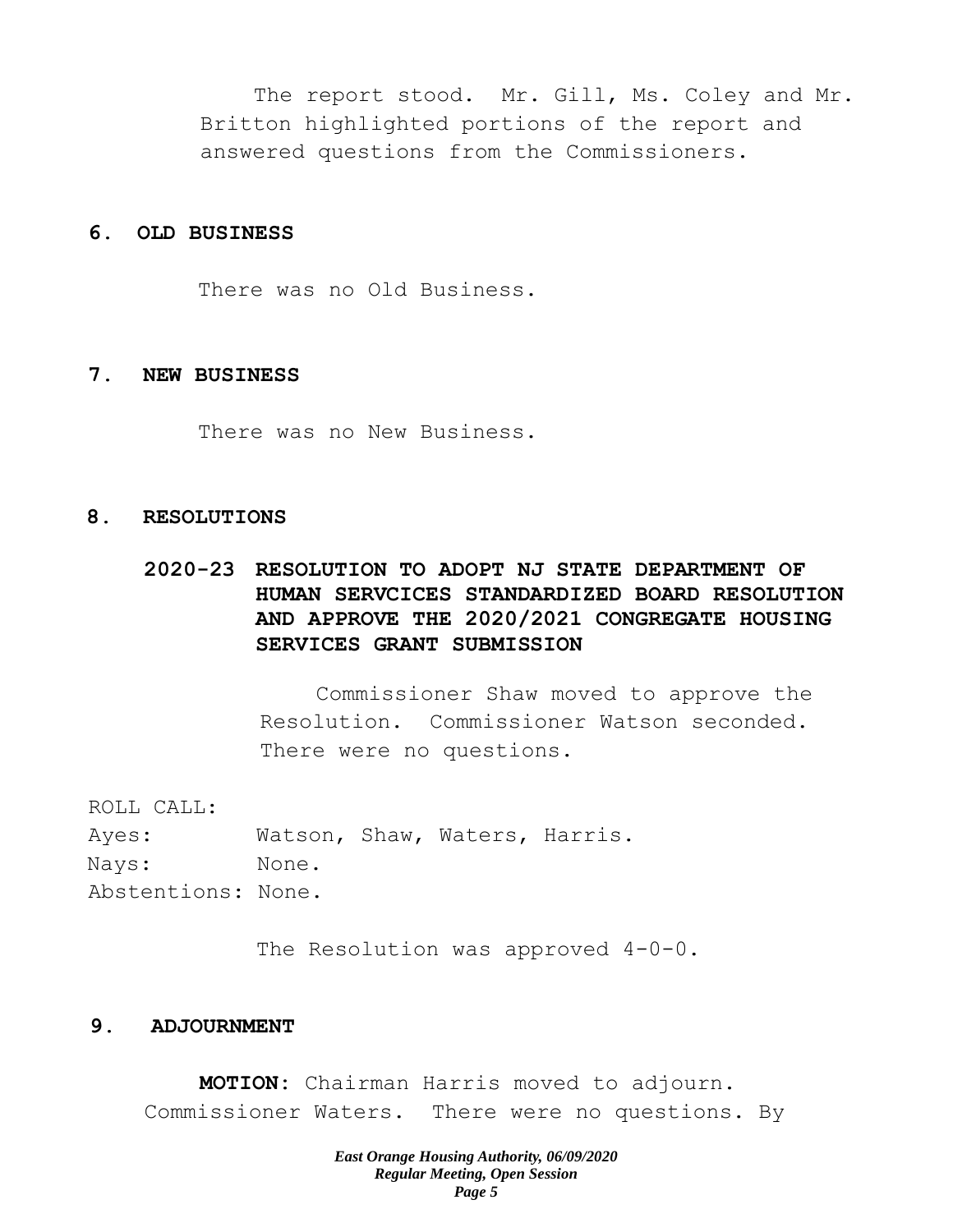The report stood. Mr. Gill, Ms. Coley and Mr. Britton highlighted portions of the report and answered questions from the Commissioners.

## 6. OLD BUSINESS

There was no Old Business.

## 7. NEW BUSINESS

There was no New Business.

## 8. RESOLUTIONS

### 2020-23 RESOLUTION TO ADOPT NJ STATE DEPARTMENT OF HUMAN SERVCICES STANDARDIZED BOARD RESOLUTION AND APPROVE THE 2020/2021 CONGREGATE HOUSING SERVICES GRANT SUBMISSION

Commissioner Shaw moved to approve the Resolution. Commissioner Watson seconded. There were no questions.

ROLL CALL:
Ayes: Watson, Shaw, Waters, Harris.
Nays: None.
Abstentions: None.

The Resolution was approved 4-0-0.

## 9. ADJOURNMENT

**MOTION**: Chairman Harris moved to adjourn. Commissioner Waters. There were no questions. By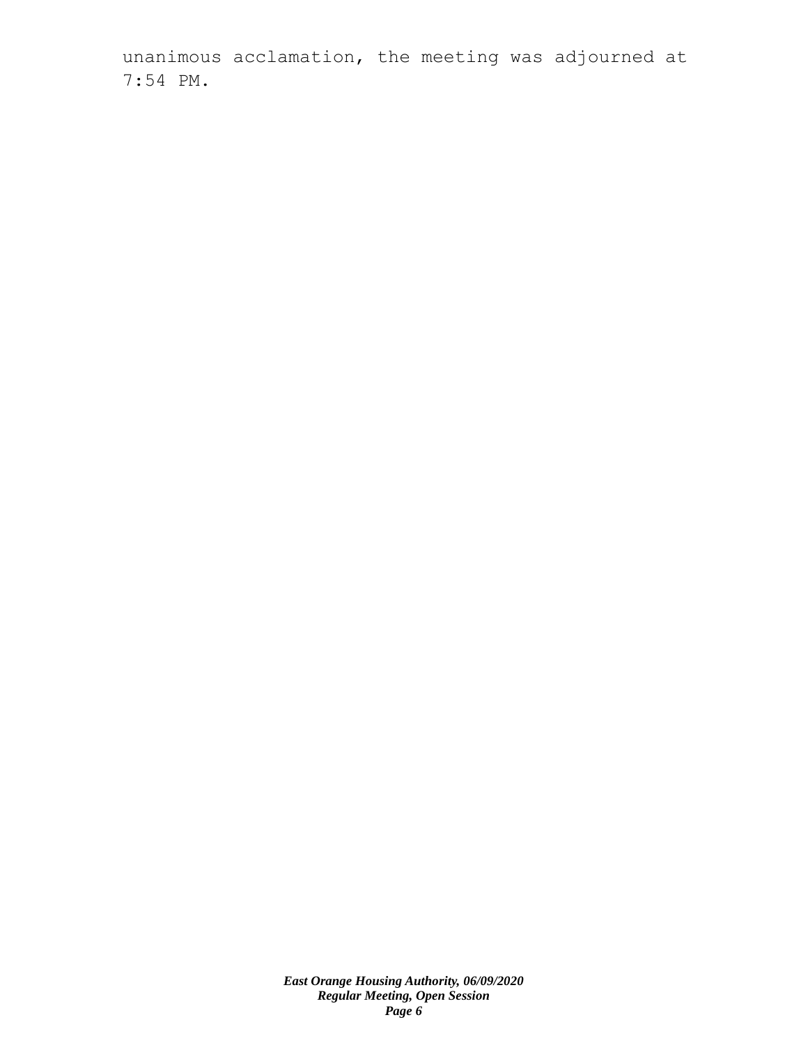unanimous acclamation, the meeting was adjourned at 7:54 PM.